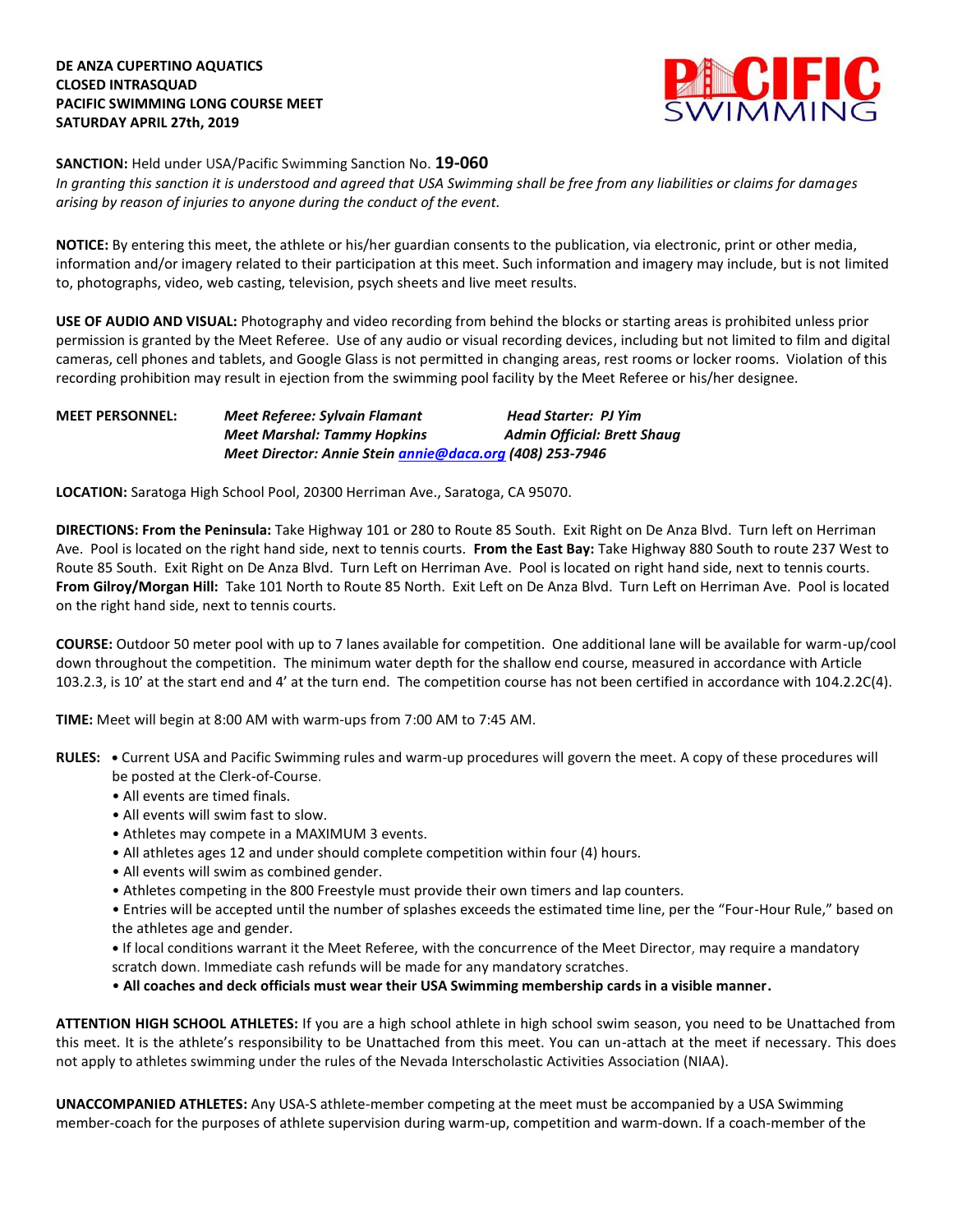**DE ANZA CUPERTINO AQUATICS**
**CLOSED INTRASQUAD**
**PACIFIC SWIMMING LONG COURSE MEET**
**SATURDAY APRIL 27th, 2019**

**SANCTION:** Held under USA/Pacific Swimming Sanction No. **19-060**
*In granting this sanction it is understood and agreed that USA Swimming shall be free from any liabilities or claims for damages arising by reason of injuries to anyone during the conduct of the event.*

**NOTICE:** By entering this meet, the athlete or his/her guardian consents to the publication, via electronic, print or other media, information and/or imagery related to their participation at this meet. Such information and imagery may include, but is not limited to, photographs, video, web casting, television, psych sheets and live meet results.

**USE OF AUDIO AND VISUAL:** Photography and video recording from behind the blocks or starting areas is prohibited unless prior permission is granted by the Meet Referee. Use of any audio or visual recording devices, including but not limited to film and digital cameras, cell phones and tablets, and Google Glass is not permitted in changing areas, rest rooms or locker rooms. Violation of this recording prohibition may result in ejection from the swimming pool facility by the Meet Referee or his/her designee.

**MEET PERSONNEL:**
*Meet Referee: Sylvain Flamant* — *Head Starter: PJ Yim*
*Meet Marshal: Tammy Hopkins* — *Admin Official: Brett Shaug*
*Meet Director: Annie Stein annie@daca.org (408) 253-7946*

**LOCATION:** Saratoga High School Pool, 20300 Herriman Ave., Saratoga, CA 95070.

**DIRECTIONS: From the Peninsula:** Take Highway 101 or 280 to Route 85 South. Exit Right on De Anza Blvd. Turn left on Herriman Ave. Pool is located on the right hand side, next to tennis courts. **From the East Bay:** Take Highway 880 South to route 237 West to Route 85 South. Exit Right on De Anza Blvd. Turn Left on Herriman Ave. Pool is located on right hand side, next to tennis courts. **From Gilroy/Morgan Hill:** Take 101 North to Route 85 North. Exit Left on De Anza Blvd. Turn Left on Herriman Ave. Pool is located on the right hand side, next to tennis courts.

**COURSE:** Outdoor 50 meter pool with up to 7 lanes available for competition. One additional lane will be available for warm-up/cool down throughout the competition. The minimum water depth for the shallow end course, measured in accordance with Article 103.2.3, is 10' at the start end and 4' at the turn end. The competition course has not been certified in accordance with 104.2.2C(4).

**TIME:** Meet will begin at 8:00 AM with warm-ups from 7:00 AM to 7:45 AM.

**RULES:**
- Current USA and Pacific Swimming rules and warm-up procedures will govern the meet. A copy of these procedures will be posted at the Clerk-of-Course.
- All events are timed finals.
- All events will swim fast to slow.
- Athletes may compete in a MAXIMUM 3 events.
- All athletes ages 12 and under should complete competition within four (4) hours.
- All events will swim as combined gender.
- Athletes competing in the 800 Freestyle must provide their own timers and lap counters.
- Entries will be accepted until the number of splashes exceeds the estimated time line, per the "Four-Hour Rule," based on the athletes age and gender.
- If local conditions warrant it the Meet Referee, with the concurrence of the Meet Director, may require a mandatory scratch down. Immediate cash refunds will be made for any mandatory scratches.
- **All coaches and deck officials must wear their USA Swimming membership cards in a visible manner.**

**ATTENTION HIGH SCHOOL ATHLETES:** If you are a high school athlete in high school swim season, you need to be Unattached from this meet. It is the athlete's responsibility to be Unattached from this meet. You can un-attach at the meet if necessary. This does not apply to athletes swimming under the rules of the Nevada Interscholastic Activities Association (NIAA).

**UNACCOMPANIED ATHLETES:** Any USA-S athlete-member competing at the meet must be accompanied by a USA Swimming member-coach for the purposes of athlete supervision during warm-up, competition and warm-down. If a coach-member of the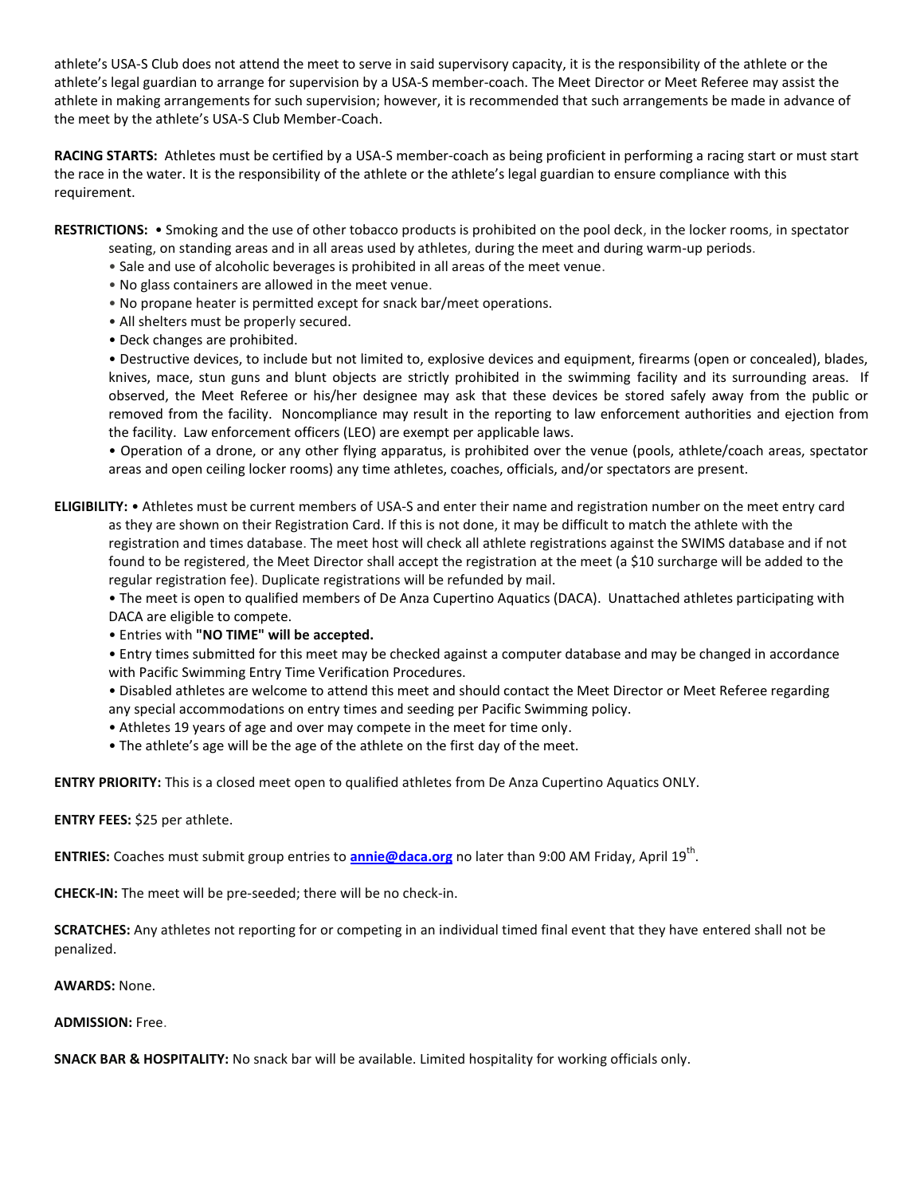athlete's USA-S Club does not attend the meet to serve in said supervisory capacity, it is the responsibility of the athlete or the athlete's legal guardian to arrange for supervision by a USA-S member-coach. The Meet Director or Meet Referee may assist the athlete in making arrangements for such supervision; however, it is recommended that such arrangements be made in advance of the meet by the athlete's USA-S Club Member-Coach.

**RACING STARTS:** Athletes must be certified by a USA-S member-coach as being proficient in performing a racing start or must start the race in the water. It is the responsibility of the athlete or the athlete's legal guardian to ensure compliance with this requirement.

**RESTRICTIONS:**
- Smoking and the use of other tobacco products is prohibited on the pool deck, in the locker rooms, in spectator seating, on standing areas and in all areas used by athletes, during the meet and during warm-up periods.
- Sale and use of alcoholic beverages is prohibited in all areas of the meet venue.
- No glass containers are allowed in the meet venue.
- No propane heater is permitted except for snack bar/meet operations.
- All shelters must be properly secured.
- Deck changes are prohibited.
- Destructive devices, to include but not limited to, explosive devices and equipment, firearms (open or concealed), blades, knives, mace, stun guns and blunt objects are strictly prohibited in the swimming facility and its surrounding areas. If observed, the Meet Referee or his/her designee may ask that these devices be stored safely away from the public or removed from the facility. Noncompliance may result in the reporting to law enforcement authorities and ejection from the facility. Law enforcement officers (LEO) are exempt per applicable laws.
- Operation of a drone, or any other flying apparatus, is prohibited over the venue (pools, athlete/coach areas, spectator areas and open ceiling locker rooms) any time athletes, coaches, officials, and/or spectators are present.

**ELIGIBILITY:**
- Athletes must be current members of USA-S and enter their name and registration number on the meet entry card as they are shown on their Registration Card. If this is not done, it may be difficult to match the athlete with the registration and times database. The meet host will check all athlete registrations against the SWIMS database and if not found to be registered, the Meet Director shall accept the registration at the meet (a $10 surcharge will be added to the regular registration fee). Duplicate registrations will be refunded by mail.
- The meet is open to qualified members of De Anza Cupertino Aquatics (DACA). Unattached athletes participating with DACA are eligible to compete.
- Entries with **"NO TIME" will be accepted.**
- Entry times submitted for this meet may be checked against a computer database and may be changed in accordance with Pacific Swimming Entry Time Verification Procedures.
- Disabled athletes are welcome to attend this meet and should contact the Meet Director or Meet Referee regarding any special accommodations on entry times and seeding per Pacific Swimming policy.
- Athletes 19 years of age and over may compete in the meet for time only.
- The athlete's age will be the age of the athlete on the first day of the meet.

**ENTRY PRIORITY:** This is a closed meet open to qualified athletes from De Anza Cupertino Aquatics ONLY.

**ENTRY FEES:** $25 per athlete.

**ENTRIES:** Coaches must submit group entries to **annie@daca.org** no later than 9:00 AM Friday, April 19th.

**CHECK-IN:** The meet will be pre-seeded; there will be no check-in.

**SCRATCHES:** Any athletes not reporting for or competing in an individual timed final event that they have entered shall not be penalized.

**AWARDS:** None.

**ADMISSION:** Free.

**SNACK BAR & HOSPITALITY:** No snack bar will be available. Limited hospitality for working officials only.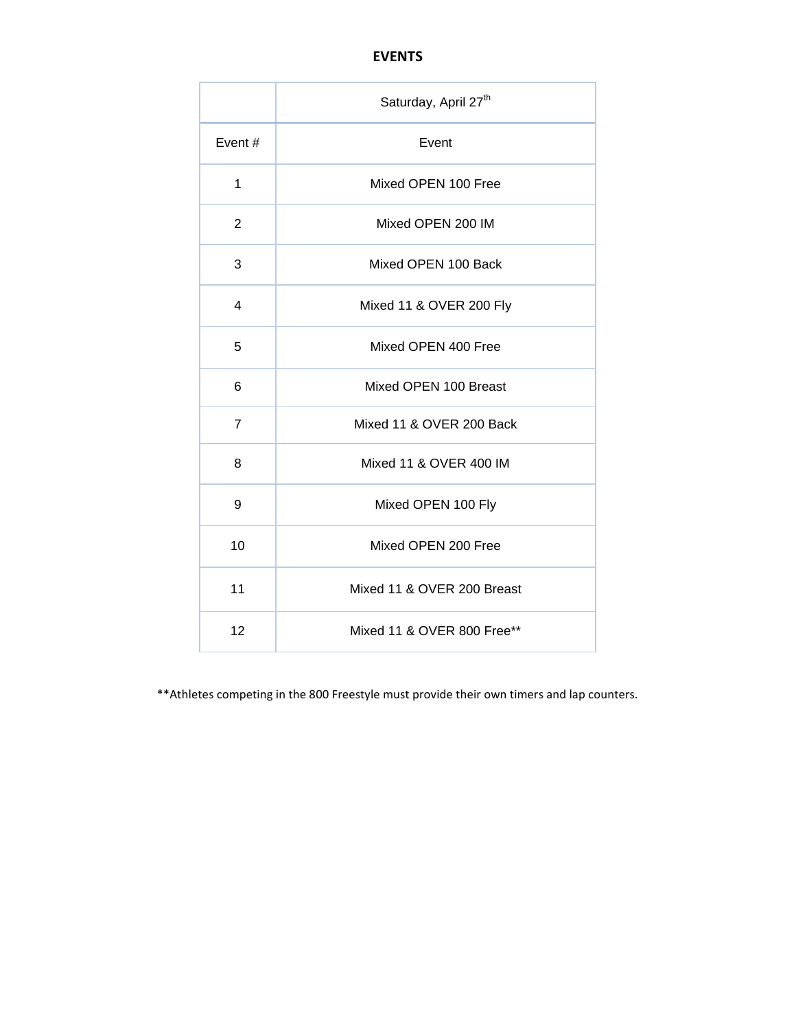# EVENTS

| | Saturday, April 27th |
|---|---|
| Event # | Event |
| 1 | Mixed OPEN 100 Free |
| 2 | Mixed OPEN 200 IM |
| 3 | Mixed OPEN 100 Back |
| 4 | Mixed 11 & OVER 200 Fly |
| 5 | Mixed OPEN 400 Free |
| 6 | Mixed OPEN 100 Breast |
| 7 | Mixed 11 & OVER 200 Back |
| 8 | Mixed 11 & OVER 400 IM |
| 9 | Mixed OPEN 100 Fly |
| 10 | Mixed OPEN 200 Free |
| 11 | Mixed 11 & OVER 200 Breast |
| 12 | Mixed 11 & OVER 800 Free** |

**Athletes competing in the 800 Freestyle must provide their own timers and lap counters.